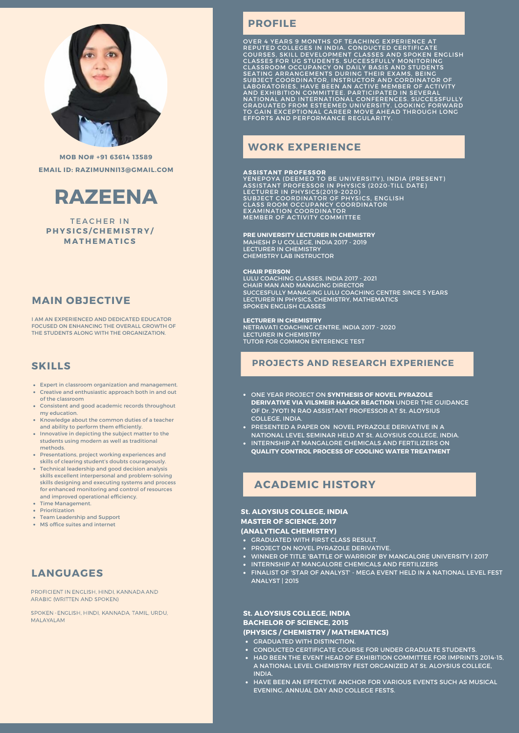MOB NO# +91 63614 13589

EMAIL ID: RAZIMUNNI13@GMAIL.COM

# RAZEENA

TEACHER IN **PHYSICS/CHEMISTRY/ MATHEMATICS**

## MAIN OBJECTIVE

I AM AN EXPERIENCED AND DEDICATED EDUCATOR FOCUSED ON ENHANCING THE OVERALL GROWTH OF THE STUDENTS ALONG WITH THE ORGANIZATION.

## SKILLS

- Expert in classroom organization and management.
- Creative and enthusiastic approach both in and out of the classroom
- Consistent and good academic records throughout my education.
- Knowledge about the common duties of a teacher and ability to perform them efficiently.
- Innovative in depicting the subject matter to the students using modern as well as traditional methods.
- Presentations, project working experiences and skills of clearing student's doubts courageously.
- Technical leadership and good decision analysis skills excellent interpersonal and problem-solving skills designing and executing systems and process for enhanced monitoring and control of resources and improved operational efficiency.
- Time Management.
- Prioritization
- Team Leadership and Support
- MS office suites and internet

## LANGUAGES

PROFICIENT IN ENGLISH, HINDI, KANNADA AND ARABIC (WRITTEN AND SPOKEN)

SPOKEN -ENGLISH, HINDI, KANNADA, TAMIL, URDU, MALAYALAM

## PROFILE

OVER 4 YEARS 9 MONTHS OF TEACHING EXPERIENCE AT REPUTED COLLEGES IN INDIA. CONDUCTED CERTIFICATE COURSES, SKILL DEVELOPMENT CLASSES AND SPOKEN ENGLISH CLASSES FOR UG STUDENTS. SUCCESSFULLY MONITORING CLASSROOM OCCUPANCY ON DAILY BASIS AND STUDENTS SEATING ARRANGEMENTS DURING THEIR EXAMS. BEING SUBJECT COORDINATOR, INSTRUCTOR AND CORDINATOR OF LABORATORIES, HAVE BEEN AN ACTIVE MEMBER OF ACTIVITY AND EXHIBITION COMMITTEE. PARTICIPATED IN SEVERAL NATIONAL AND INTERNATIONAL CONFERENCES. SUCCESSFULLY GRADUATED FROM ESTEEMED UNIVERSITY. LOOKING FORWARD TO GAIN EXCEPTIONAL CAREER MOVE AHEAD THROUGH LONG EFFORTS AND PERFORMANCE REGULARITY.

## WORK EXPERIENCE

**ASSISTANT PROFESSOR**
YENEPOYA (DEEMED TO BE UNIVERSITY), INDIA (PRESENT)
ASSISTANT PROFESSOR IN PHYSICS (2020-TILL DATE)
LECTURER IN PHYSICS(2019-2020)
SUBJECT COORDINATOR OF PHYSICS, ENGLISH
CLASS ROOM OCCUPANCY COORDINATOR
EXAMINATION COORDINATOR
MEMBER OF ACTIVITY COMMITTEE

**PRE UNIVERSITY LECTURER IN CHEMISTRY**
MAHESH P U COLLEGE, INDIA 2017 - 2019
LECTURER IN CHEMISTRY
CHEMISTRY LAB INSTRUCTOR

**CHAIR PERSON**
LULU COACHING CLASSES, INDIA 2017 - 2021
CHAIR MAN AND MANAGING DIRECTOR
SUCCESFULLY MANAGING LULU COACHING CENTRE SINCE 5 YEARS
LECTURER IN PHYSICS, CHEMISTRY, MATHEMATICS
SPOKEN ENGLISH CLASSES

**LECTURER IN CHEMISTRY**
NETRAVATI COACHING CENTRE, INDIA 2017 - 2020
LECTURER IN CHEMISTRY
TUTOR FOR COMMON ENTERENCE TEST

## PROJECTS AND RESEARCH EXPERIENCE

- ONE YEAR PROJECT ON **SYNTHESIS OF NOVEL PYRAZOLE DERIVATIVE VIA VILSMEIR HAACK REACTION** UNDER THE GUIDANCE OF Dr. JYOTI N RAO ASSISTANT PROFESSOR AT St. ALOYSIUS COLLEGE, INDIA.
- PRESENTED A PAPER ON NOVEL PYRAZOLE DERIVATIVE IN A NATIONAL LEVEL SEMINAR HELD AT St. ALOYSIUS COLLEGE, INDIA.
- INTERNSHIP AT MANGALORE CHEMICALS AND FERTILIZERS ON **QUALITY CONTROL PROCESS OF COOLING WATER TREATMENT**

## ACADEMIC HISTORY

**St. ALOYSIUS COLLEGE, INDIA**
**MASTER OF SCIENCE, 2017**
**(ANALYTICAL CHEMISTRY)**

- GRADUATED WITH FIRST CLASS RESULT.
- PROJECT ON NOVEL PYRAZOLE DERIVATIVE.
- WINNER OF TITLE 'BATTLE OF WARRIOR' BY MANGALORE UNIVERSITY I 2017
- INTERNSHIP AT MANGALORE CHEMICALS AND FERTILIZERS
- FINALIST OF 'STAR OF ANALYST' - MEGA EVENT HELD IN A NATIONAL LEVEL FEST ANALYST | 2015

**St. ALOYSIUS COLLEGE, INDIA**
**BACHELOR OF SCIENCE, 2015**
**(PHYSICS / CHEMISTRY / MATHEMATICS)**

- GRADUATED WITH DISTINCTION.
- CONDUCTED CERTIFICATE COURSE FOR UNDER GRADUATE STUDENTS.
- HAD BEEN THE EVENT HEAD OF EXHIBITION COMMITTEE FOR IMPRINTS 2014-15, A NATIONAL LEVEL CHEMISTRY FEST ORGANIZED AT St. ALOYSIUS COLLEGE, INDIA.
- HAVE BEEN AN EFFECTIVE ANCHOR FOR VARIOUS EVENTS SUCH AS MUSICAL EVENING, ANNUAL DAY AND COLLEGE FESTS.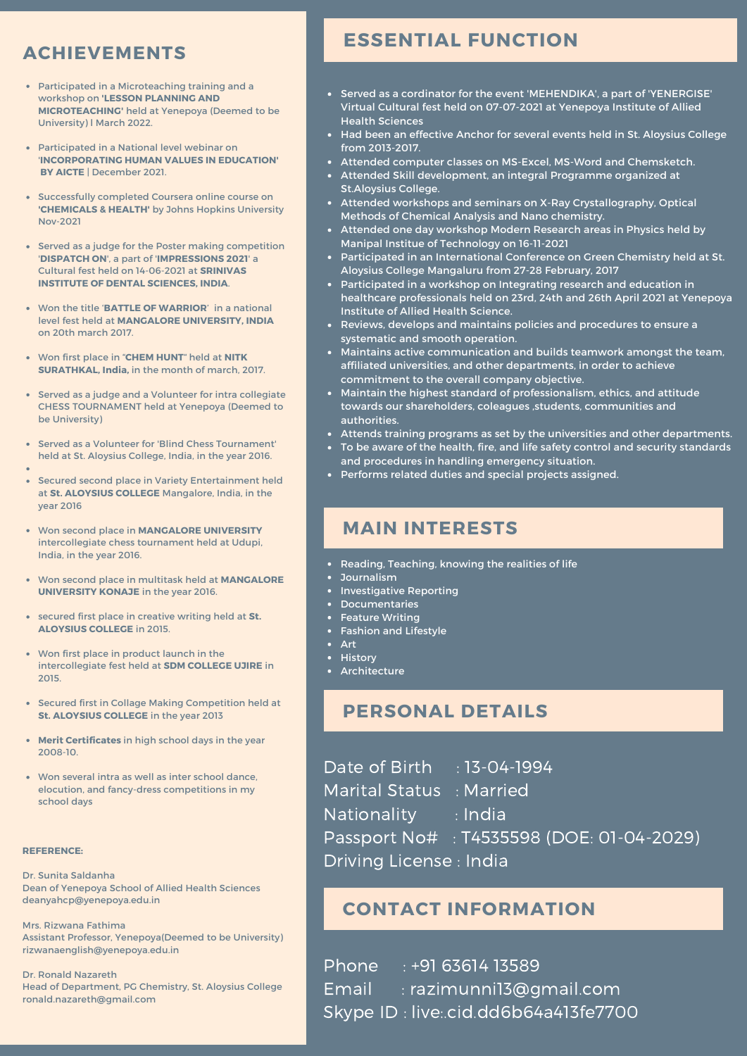## ACHIEVEMENTS

- Participated in a Microteaching training and a workshop on **'LESSON PLANNING AND MICROTEACHING'** held at Yenepoya (Deemed to be University) l March 2022.
- Participated in a National level webinar on '**INCORPORATING HUMAN VALUES IN EDUCATION' BY AICTE** | December 2021.
- Successfully completed Coursera online course on **'CHEMICALS & HEALTH'** by Johns Hopkins University Nov-2021
- Served as a judge for the Poster making competition '**DISPATCH ON**', a part of '**IMPRESSIONS 2021**' a Cultural fest held on 14-06-2021 at **SRINIVAS INSTITUTE OF DENTAL SCIENCES, INDIA**.
- Won the title '**BATTLE OF WARRIOR**' in a national level fest held at **MANGALORE UNIVERSITY, INDIA** on 20th march 2017.
- Won first place in "**CHEM HUNT**" held at **NITK SURATHKAL, India,** in the month of march, 2017.
- Served as a judge and a Volunteer for intra collegiate CHESS TOURNAMENT held at Yenepoya (Deemed to be University)
- Served as a Volunteer for 'Blind Chess Tournament' held at St. Aloysius College, India, in the year 2016.
- 
- Secured second place in Variety Entertainment held at **St. ALOYSIUS COLLEGE** Mangalore, India, in the year 2016
- Won second place in **MANGALORE UNIVERSITY** intercollegiate chess tournament held at Udupi, India, in the year 2016.
- Won second place in multitask held at **MANGALORE UNIVERSITY KONAJE** in the year 2016.
- secured first place in creative writing held at **St. ALOYSIUS COLLEGE** in 2015.
- Won first place in product launch in the intercollegiate fest held at **SDM COLLEGE UJIRE** in 2015.
- Secured first in Collage Making Competition held at **St. ALOYSIUS COLLEGE** in the year 2013
- **Merit Certificates** in high school days in the year 2008-10.
- Won several intra as well as inter school dance, elocution, and fancy-dress competitions in my school days

**REFERENCE:**

Dr. Sunita Saldanha
Dean of Yenepoya School of Allied Health Sciences
deanyahcp@yenepoya.edu.in

Mrs. Rizwana Fathima
Assistant Professor, Yenepoya(Deemed to be University)
rizwanaenglish@yenepoya.edu.in

Dr. Ronald Nazareth
Head of Department, PG Chemistry, St. Aloysius College
ronald.nazareth@gmail.com

## ESSENTIAL FUNCTION

- Served as a cordinator for the event 'MEHENDIKA', a part of 'YENERGISE' Virtual Cultural fest held on 07-07-2021 at Yenepoya Institute of Allied Health Sciences
- Had been an effective Anchor for several events held in St. Aloysius College from 2013-2017.
- Attended computer classes on MS-Excel, MS-Word and Chemsketch.
- Attended Skill development, an integral Programme organized at St.Aloysius College.
- Attended workshops and seminars on X-Ray Crystallography, Optical Methods of Chemical Analysis and Nano chemistry.
- Attended one day workshop Modern Research areas in Physics held by Manipal Institue of Technology on 16-11-2021
- Participated in an International Conference on Green Chemistry held at St. Aloysius College Mangaluru from 27-28 February, 2017
- Participated in a workshop on Integrating research and education in healthcare professionals held on 23rd, 24th and 26th April 2021 at Yenepoya Institute of Allied Health Science.
- Reviews, develops and maintains policies and procedures to ensure a systematic and smooth operation.
- Maintains active communication and builds teamwork amongst the team, affiliated universities, and other departments, in order to achieve commitment to the overall company objective.
- Maintain the highest standard of professionalism, ethics, and attitude towards our shareholders, coleagues ,students, communities and authorities.
- Attends training programs as set by the universities and other departments.
- To be aware of the health, fire, and life safety control and security standards and procedures in handling emergency situation.
- Performs related duties and special projects assigned.

## MAIN INTERESTS

- Reading, Teaching, knowing the realities of life
- Journalism
- Investigative Reporting
- Documentaries
- Feature Writing
- Fashion and Lifestyle
- Art
- History
- Architecture

## PERSONAL DETAILS

Date of Birth : 13-04-1994
Marital Status : Married
Nationality : India
Passport No# : T4535598 (DOE: 01-04-2029)
Driving License : India

## CONTACT INFORMATION

Phone : +91 63614 13589
Email : razimunni13@gmail.com
Skype ID : live:.cid.dd6b64a413fe7700